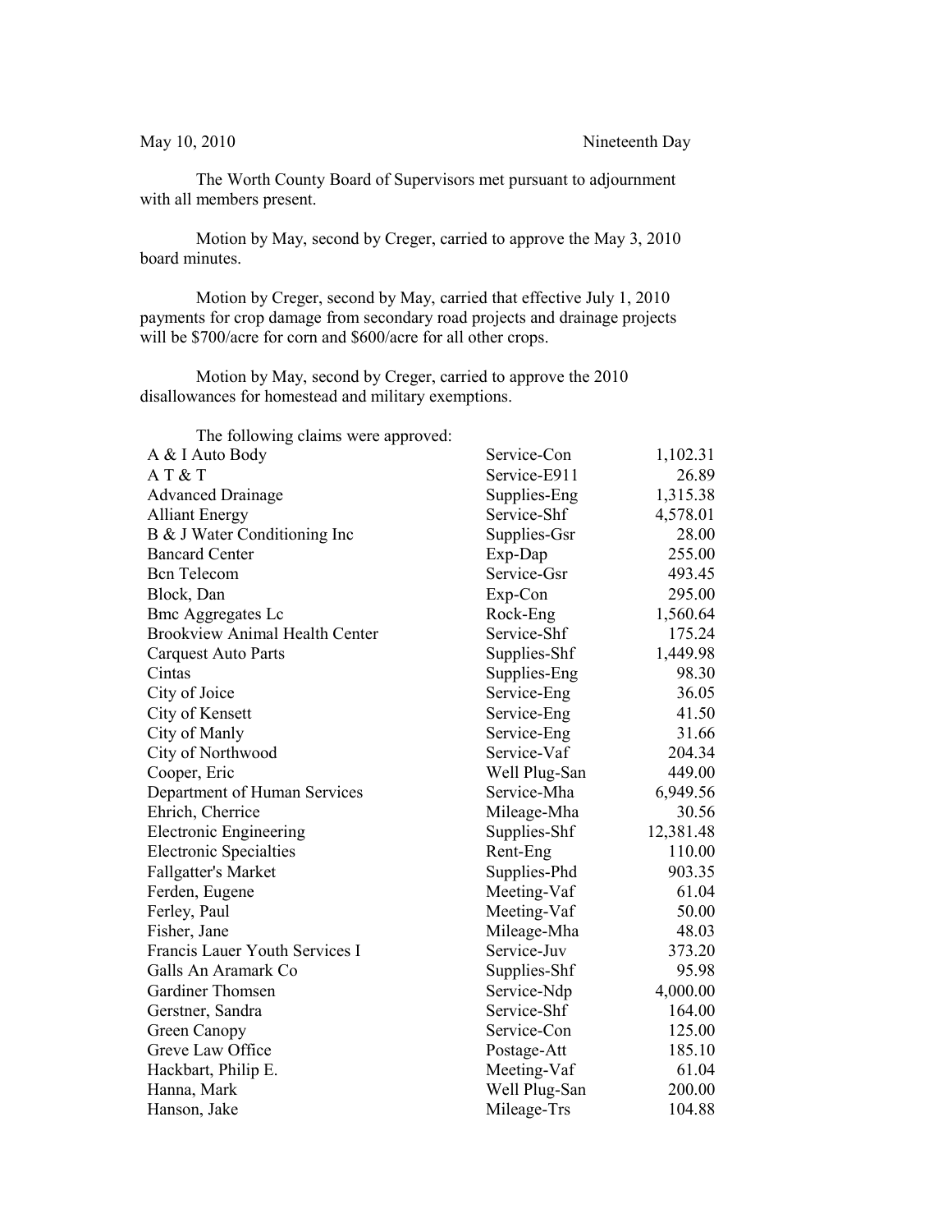May 10, 2010 Nineteenth Day

The Worth County Board of Supervisors met pursuant to adjournment with all members present.

Motion by May, second by Creger, carried to approve the May 3, 2010 board minutes.

Motion by Creger, second by May, carried that effective July 1, 2010 payments for crop damage from secondary road projects and drainage projects will be $700/acre for corn and $600/acre for all other crops.

Motion by May, second by Creger, carried to approve the 2010 disallowances for homestead and military exemptions.

The following claims were approved:

| | | |
|---|---|---|
| A & I Auto Body | Service-Con | 1,102.31 |
| A T & T | Service-E911 | 26.89 |
| Advanced Drainage | Supplies-Eng | 1,315.38 |
| Alliant Energy | Service-Shf | 4,578.01 |
| B & J Water Conditioning Inc | Supplies-Gsr | 28.00 |
| Bancard Center | Exp-Dap | 255.00 |
| Bcn Telecom | Service-Gsr | 493.45 |
| Block, Dan | Exp-Con | 295.00 |
| Bmc Aggregates Lc | Rock-Eng | 1,560.64 |
| Brookview Animal Health Center | Service-Shf | 175.24 |
| Carquest Auto Parts | Supplies-Shf | 1,449.98 |
| Cintas | Supplies-Eng | 98.30 |
| City of Joice | Service-Eng | 36.05 |
| City of Kensett | Service-Eng | 41.50 |
| City of Manly | Service-Eng | 31.66 |
| City of Northwood | Service-Vaf | 204.34 |
| Cooper, Eric | Well Plug-San | 449.00 |
| Department of Human Services | Service-Mha | 6,949.56 |
| Ehrich, Cherrice | Mileage-Mha | 30.56 |
| Electronic Engineering | Supplies-Shf | 12,381.48 |
| Electronic Specialties | Rent-Eng | 110.00 |
| Fallgatter's Market | Supplies-Phd | 903.35 |
| Ferden, Eugene | Meeting-Vaf | 61.04 |
| Ferley, Paul | Meeting-Vaf | 50.00 |
| Fisher, Jane | Mileage-Mha | 48.03 |
| Francis Lauer Youth Services I | Service-Juv | 373.20 |
| Galls An Aramark Co | Supplies-Shf | 95.98 |
| Gardiner Thomsen | Service-Ndp | 4,000.00 |
| Gerstner, Sandra | Service-Shf | 164.00 |
| Green Canopy | Service-Con | 125.00 |
| Greve Law Office | Postage-Att | 185.10 |
| Hackbart, Philip E. | Meeting-Vaf | 61.04 |
| Hanna, Mark | Well Plug-San | 200.00 |
| Hanson, Jake | Mileage-Trs | 104.88 |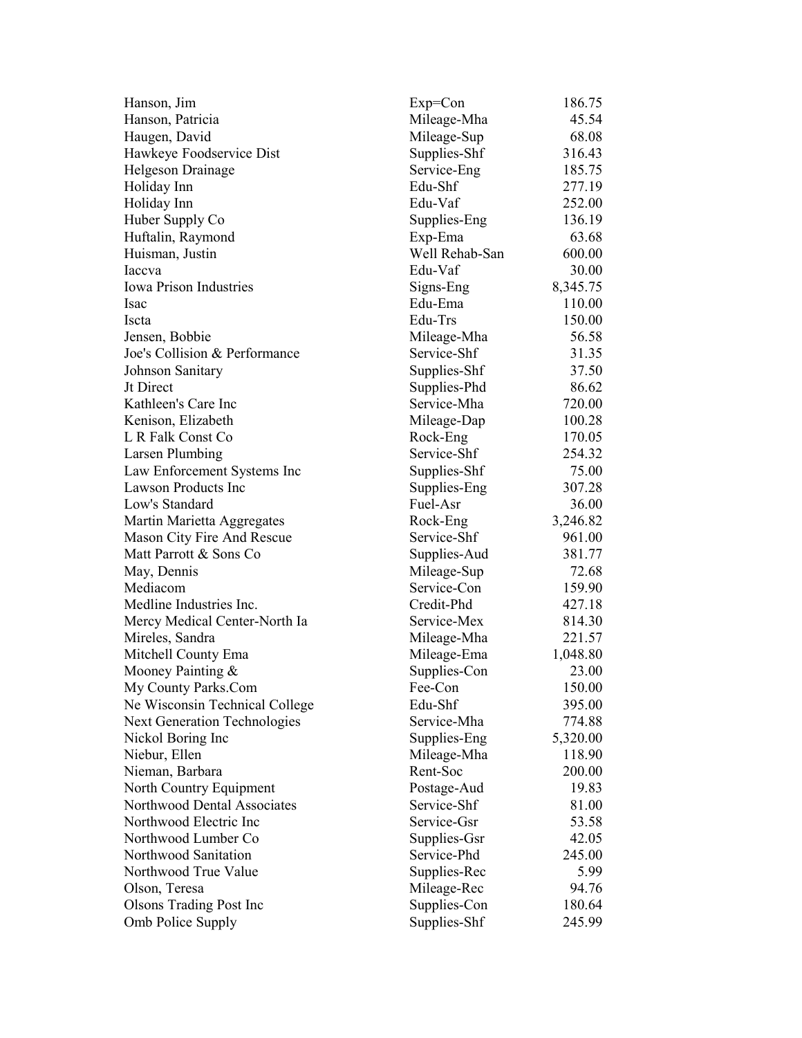| | | |
|---|---|---|
| Hanson, Jim | Exp=Con | 186.75 |
| Hanson, Patricia | Mileage-Mha | 45.54 |
| Haugen, David | Mileage-Sup | 68.08 |
| Hawkeye Foodservice Dist | Supplies-Shf | 316.43 |
| Helgeson Drainage | Service-Eng | 185.75 |
| Holiday Inn | Edu-Shf | 277.19 |
| Holiday Inn | Edu-Vaf | 252.00 |
| Huber Supply Co | Supplies-Eng | 136.19 |
| Huftalin, Raymond | Exp-Ema | 63.68 |
| Huisman, Justin | Well Rehab-San | 600.00 |
| Iaccva | Edu-Vaf | 30.00 |
| Iowa Prison Industries | Signs-Eng | 8,345.75 |
| Isac | Edu-Ema | 110.00 |
| Iscta | Edu-Trs | 150.00 |
| Jensen, Bobbie | Mileage-Mha | 56.58 |
| Joe's Collision & Performance | Service-Shf | 31.35 |
| Johnson Sanitary | Supplies-Shf | 37.50 |
| Jt Direct | Supplies-Phd | 86.62 |
| Kathleen's Care Inc | Service-Mha | 720.00 |
| Kenison, Elizabeth | Mileage-Dap | 100.28 |
| L R Falk Const Co | Rock-Eng | 170.05 |
| Larsen Plumbing | Service-Shf | 254.32 |
| Law Enforcement Systems Inc | Supplies-Shf | 75.00 |
| Lawson Products Inc | Supplies-Eng | 307.28 |
| Low's Standard | Fuel-Asr | 36.00 |
| Martin Marietta Aggregates | Rock-Eng | 3,246.82 |
| Mason City Fire And Rescue | Service-Shf | 961.00 |
| Matt Parrott & Sons Co | Supplies-Aud | 381.77 |
| May, Dennis | Mileage-Sup | 72.68 |
| Mediacom | Service-Con | 159.90 |
| Medline Industries Inc. | Credit-Phd | 427.18 |
| Mercy Medical Center-North Ia | Service-Mex | 814.30 |
| Mireles, Sandra | Mileage-Mha | 221.57 |
| Mitchell County Ema | Mileage-Ema | 1,048.80 |
| Mooney Painting & | Supplies-Con | 23.00 |
| My County Parks.Com | Fee-Con | 150.00 |
| Ne Wisconsin Technical College | Edu-Shf | 395.00 |
| Next Generation Technologies | Service-Mha | 774.88 |
| Nickol Boring Inc | Supplies-Eng | 5,320.00 |
| Niebur, Ellen | Mileage-Mha | 118.90 |
| Nieman, Barbara | Rent-Soc | 200.00 |
| North Country Equipment | Postage-Aud | 19.83 |
| Northwood Dental Associates | Service-Shf | 81.00 |
| Northwood Electric Inc | Service-Gsr | 53.58 |
| Northwood Lumber Co | Supplies-Gsr | 42.05 |
| Northwood Sanitation | Service-Phd | 245.00 |
| Northwood True Value | Supplies-Rec | 5.99 |
| Olson, Teresa | Mileage-Rec | 94.76 |
| Olsons Trading Post Inc | Supplies-Con | 180.64 |
| Omb Police Supply | Supplies-Shf | 245.99 |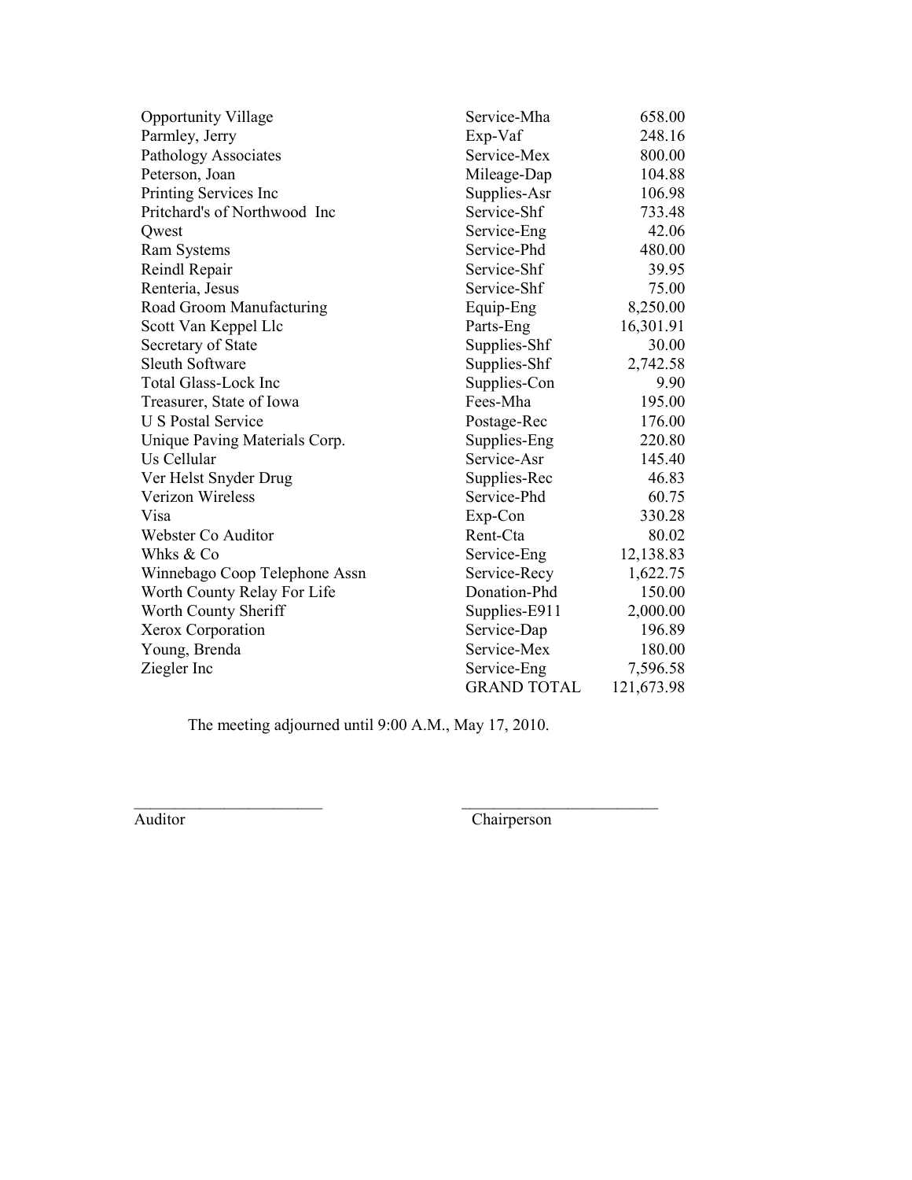| | | |
|---|---|---|
| Opportunity Village | Service-Mha | 658.00 |
| Parmley, Jerry | Exp-Vaf | 248.16 |
| Pathology Associates | Service-Mex | 800.00 |
| Peterson, Joan | Mileage-Dap | 104.88 |
| Printing Services Inc | Supplies-Asr | 106.98 |
| Pritchard's of Northwood Inc | Service-Shf | 733.48 |
| Qwest | Service-Eng | 42.06 |
| Ram Systems | Service-Phd | 480.00 |
| Reindl Repair | Service-Shf | 39.95 |
| Renteria, Jesus | Service-Shf | 75.00 |
| Road Groom Manufacturing | Equip-Eng | 8,250.00 |
| Scott Van Keppel Llc | Parts-Eng | 16,301.91 |
| Secretary of State | Supplies-Shf | 30.00 |
| Sleuth Software | Supplies-Shf | 2,742.58 |
| Total Glass-Lock Inc | Supplies-Con | 9.90 |
| Treasurer, State of Iowa | Fees-Mha | 195.00 |
| U S Postal Service | Postage-Rec | 176.00 |
| Unique Paving Materials Corp. | Supplies-Eng | 220.80 |
| Us Cellular | Service-Asr | 145.40 |
| Ver Helst Snyder Drug | Supplies-Rec | 46.83 |
| Verizon Wireless | Service-Phd | 60.75 |
| Visa | Exp-Con | 330.28 |
| Webster Co Auditor | Rent-Cta | 80.02 |
| Whks & Co | Service-Eng | 12,138.83 |
| Winnebago Coop Telephone Assn | Service-Recy | 1,622.75 |
| Worth County Relay For Life | Donation-Phd | 150.00 |
| Worth County Sheriff | Supplies-E911 | 2,000.00 |
| Xerox Corporation | Service-Dap | 196.89 |
| Young, Brenda | Service-Mex | 180.00 |
| Ziegler Inc | Service-Eng | 7,596.58 |
| | GRAND TOTAL | 121,673.98 |

The meeting adjourned until 9:00 A.M., May 17, 2010.

_______________________ _______________________

Auditor Chairperson